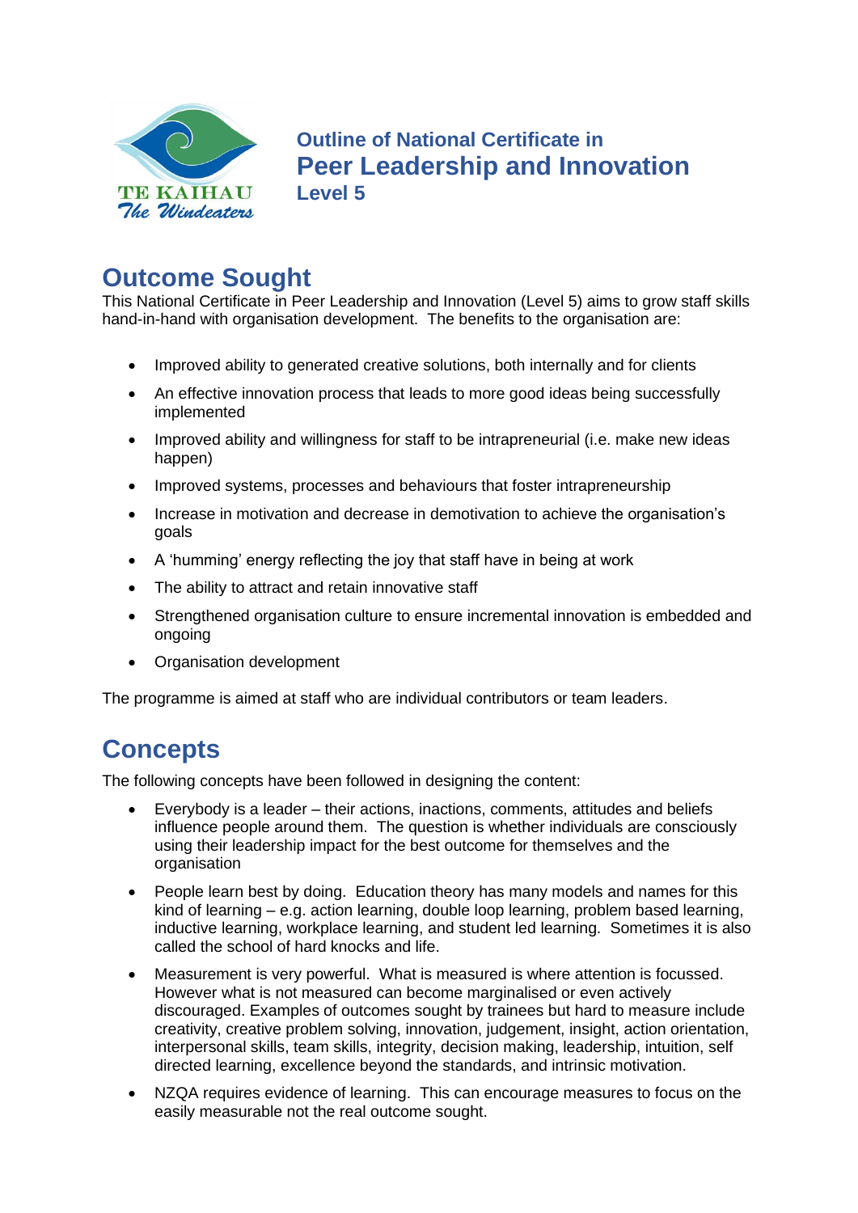TE KAIHAU
*The Windeaters*

# Outline of National Certificate in Peer Leadership and Innovation Level 5

## Outcome Sought

This National Certificate in Peer Leadership and Innovation (Level 5) aims to grow staff skills hand-in-hand with organisation development. The benefits to the organisation are:

- Improved ability to generated creative solutions, both internally and for clients
- An effective innovation process that leads to more good ideas being successfully implemented
- Improved ability and willingness for staff to be intrapreneurial (i.e. make new ideas happen)
- Improved systems, processes and behaviours that foster intrapreneurship
- Increase in motivation and decrease in demotivation to achieve the organisation's goals
- A 'humming' energy reflecting the joy that staff have in being at work
- The ability to attract and retain innovative staff
- Strengthened organisation culture to ensure incremental innovation is embedded and ongoing
- Organisation development

The programme is aimed at staff who are individual contributors or team leaders.

## Concepts

The following concepts have been followed in designing the content:

- Everybody is a leader – their actions, inactions, comments, attitudes and beliefs influence people around them. The question is whether individuals are consciously using their leadership impact for the best outcome for themselves and the organisation
- People learn best by doing. Education theory has many models and names for this kind of learning – e.g. action learning, double loop learning, problem based learning, inductive learning, workplace learning, and student led learning. Sometimes it is also called the school of hard knocks and life.
- Measurement is very powerful. What is measured is where attention is focussed. However what is not measured can become marginalised or even actively discouraged. Examples of outcomes sought by trainees but hard to measure include creativity, creative problem solving, innovation, judgement, insight, action orientation, interpersonal skills, team skills, integrity, decision making, leadership, intuition, self directed learning, excellence beyond the standards, and intrinsic motivation.
- NZQA requires evidence of learning. This can encourage measures to focus on the easily measurable not the real outcome sought.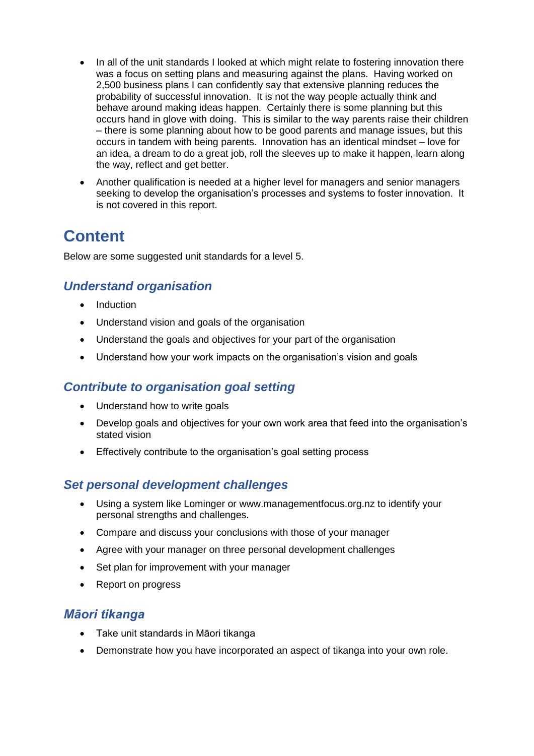- In all of the unit standards I looked at which might relate to fostering innovation there was a focus on setting plans and measuring against the plans. Having worked on 2,500 business plans I can confidently say that extensive planning reduces the probability of successful innovation. It is not the way people actually think and behave around making ideas happen. Certainly there is some planning but this occurs hand in glove with doing. This is similar to the way parents raise their children – there is some planning about how to be good parents and manage issues, but this occurs in tandem with being parents. Innovation has an identical mindset – love for an idea, a dream to do a great job, roll the sleeves up to make it happen, learn along the way, reflect and get better.
- Another qualification is needed at a higher level for managers and senior managers seeking to develop the organisation's processes and systems to foster innovation. It is not covered in this report.

# Content

Below are some suggested unit standards for a level 5.

## *Understand organisation*

- Induction
- Understand vision and goals of the organisation
- Understand the goals and objectives for your part of the organisation
- Understand how your work impacts on the organisation's vision and goals

## *Contribute to organisation goal setting*

- Understand how to write goals
- Develop goals and objectives for your own work area that feed into the organisation's stated vision
- Effectively contribute to the organisation's goal setting process

## *Set personal development challenges*

- Using a system like Lominger or www.managementfocus.org.nz to identify your personal strengths and challenges.
- Compare and discuss your conclusions with those of your manager
- Agree with your manager on three personal development challenges
- Set plan for improvement with your manager
- Report on progress

## *Māori tikanga*

- Take unit standards in Māori tikanga
- Demonstrate how you have incorporated an aspect of tikanga into your own role.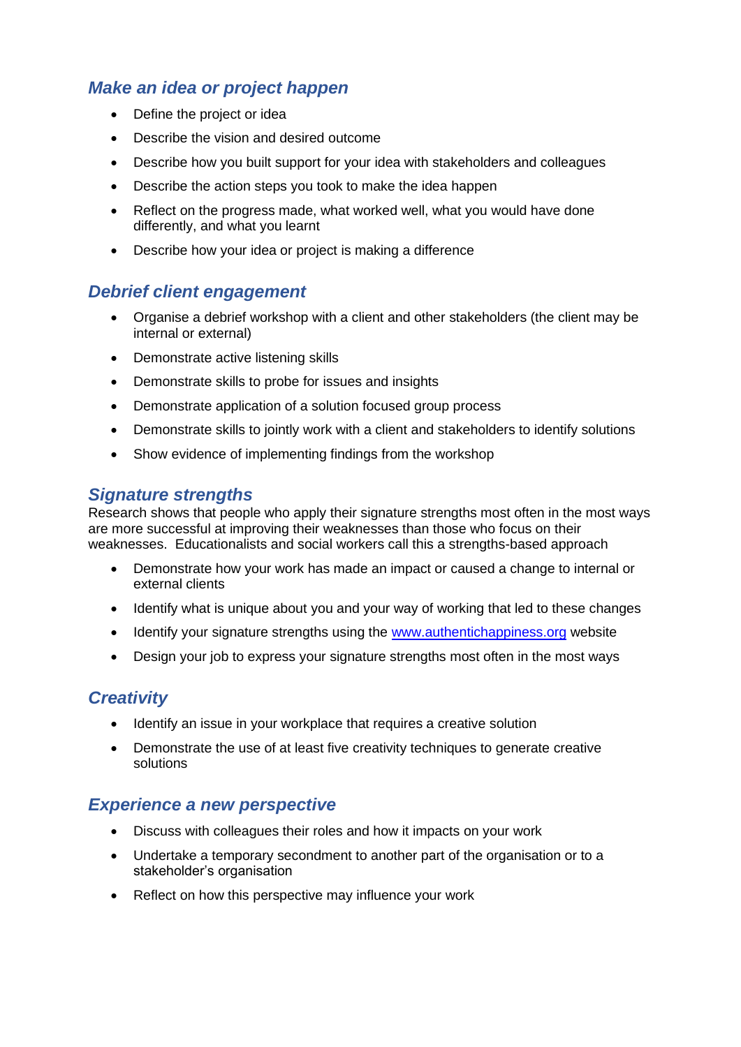## *Make an idea or project happen*

- Define the project or idea
- Describe the vision and desired outcome
- Describe how you built support for your idea with stakeholders and colleagues
- Describe the action steps you took to make the idea happen
- Reflect on the progress made, what worked well, what you would have done differently, and what you learnt
- Describe how your idea or project is making a difference

## *Debrief client engagement*

- Organise a debrief workshop with a client and other stakeholders (the client may be internal or external)
- Demonstrate active listening skills
- Demonstrate skills to probe for issues and insights
- Demonstrate application of a solution focused group process
- Demonstrate skills to jointly work with a client and stakeholders to identify solutions
- Show evidence of implementing findings from the workshop

## *Signature strengths*

Research shows that people who apply their signature strengths most often in the most ways are more successful at improving their weaknesses than those who focus on their weaknesses. Educationalists and social workers call this a strengths-based approach

- Demonstrate how your work has made an impact or caused a change to internal or external clients
- Identify what is unique about you and your way of working that led to these changes
- Identify your signature strengths using the [www.authentichappiness.org](http://www.authentichappiness.org) website
- Design your job to express your signature strengths most often in the most ways

## *Creativity*

- Identify an issue in your workplace that requires a creative solution
- Demonstrate the use of at least five creativity techniques to generate creative solutions

## *Experience a new perspective*

- Discuss with colleagues their roles and how it impacts on your work
- Undertake a temporary secondment to another part of the organisation or to a stakeholder's organisation
- Reflect on how this perspective may influence your work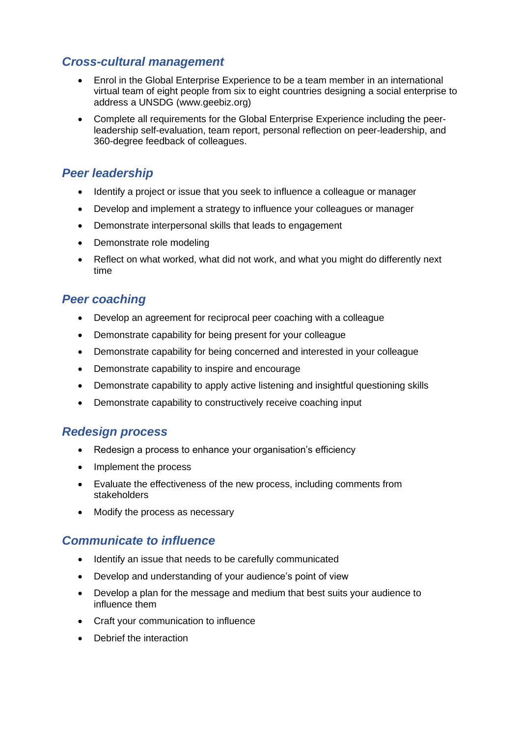### *Cross-cultural management*

- Enrol in the Global Enterprise Experience to be a team member in an international virtual team of eight people from six to eight countries designing a social enterprise to address a UNSDG (www.geebiz.org)
- Complete all requirements for the Global Enterprise Experience including the peer-leadership self-evaluation, team report, personal reflection on peer-leadership, and 360-degree feedback of colleagues.

### *Peer leadership*

- Identify a project or issue that you seek to influence a colleague or manager
- Develop and implement a strategy to influence your colleagues or manager
- Demonstrate interpersonal skills that leads to engagement
- Demonstrate role modeling
- Reflect on what worked, what did not work, and what you might do differently next time

### *Peer coaching*

- Develop an agreement for reciprocal peer coaching with a colleague
- Demonstrate capability for being present for your colleague
- Demonstrate capability for being concerned and interested in your colleague
- Demonstrate capability to inspire and encourage
- Demonstrate capability to apply active listening and insightful questioning skills
- Demonstrate capability to constructively receive coaching input

### *Redesign process*

- Redesign a process to enhance your organisation's efficiency
- Implement the process
- Evaluate the effectiveness of the new process, including comments from stakeholders
- Modify the process as necessary

### *Communicate to influence*

- Identify an issue that needs to be carefully communicated
- Develop and understanding of your audience's point of view
- Develop a plan for the message and medium that best suits your audience to influence them
- Craft your communication to influence
- Debrief the interaction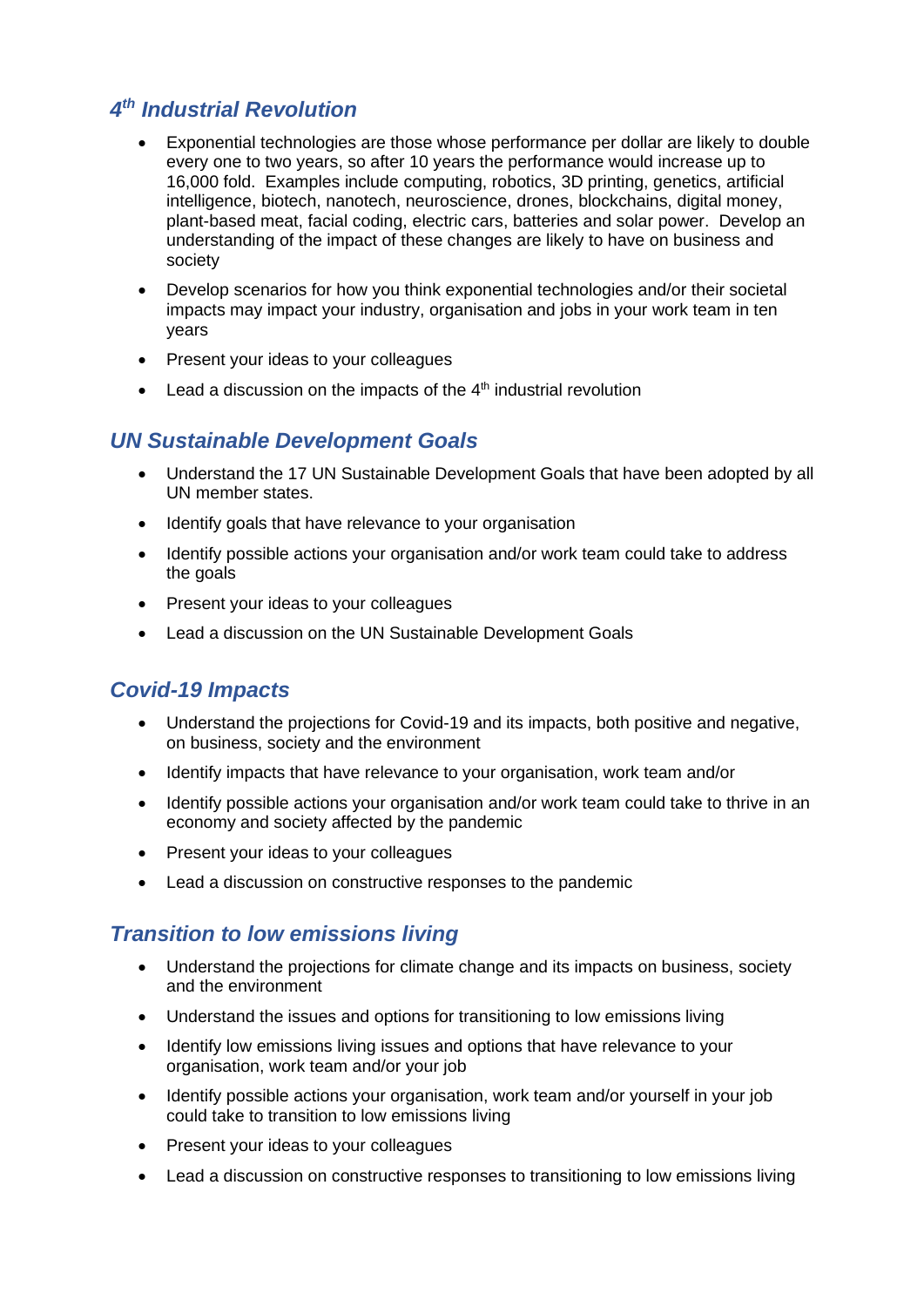## *4th Industrial Revolution*

- Exponential technologies are those whose performance per dollar are likely to double every one to two years, so after 10 years the performance would increase up to 16,000 fold. Examples include computing, robotics, 3D printing, genetics, artificial intelligence, biotech, nanotech, neuroscience, drones, blockchains, digital money, plant-based meat, facial coding, electric cars, batteries and solar power. Develop an understanding of the impact of these changes are likely to have on business and society
- Develop scenarios for how you think exponential technologies and/or their societal impacts may impact your industry, organisation and jobs in your work team in ten years
- Present your ideas to your colleagues
- Lead a discussion on the impacts of the 4th industrial revolution

## *UN Sustainable Development Goals*

- Understand the 17 UN Sustainable Development Goals that have been adopted by all UN member states.
- Identify goals that have relevance to your organisation
- Identify possible actions your organisation and/or work team could take to address the goals
- Present your ideas to your colleagues
- Lead a discussion on the UN Sustainable Development Goals

## *Covid-19 Impacts*

- Understand the projections for Covid-19 and its impacts, both positive and negative, on business, society and the environment
- Identify impacts that have relevance to your organisation, work team and/or
- Identify possible actions your organisation and/or work team could take to thrive in an economy and society affected by the pandemic
- Present your ideas to your colleagues
- Lead a discussion on constructive responses to the pandemic

## *Transition to low emissions living*

- Understand the projections for climate change and its impacts on business, society and the environment
- Understand the issues and options for transitioning to low emissions living
- Identify low emissions living issues and options that have relevance to your organisation, work team and/or your job
- Identify possible actions your organisation, work team and/or yourself in your job could take to transition to low emissions living
- Present your ideas to your colleagues
- Lead a discussion on constructive responses to transitioning to low emissions living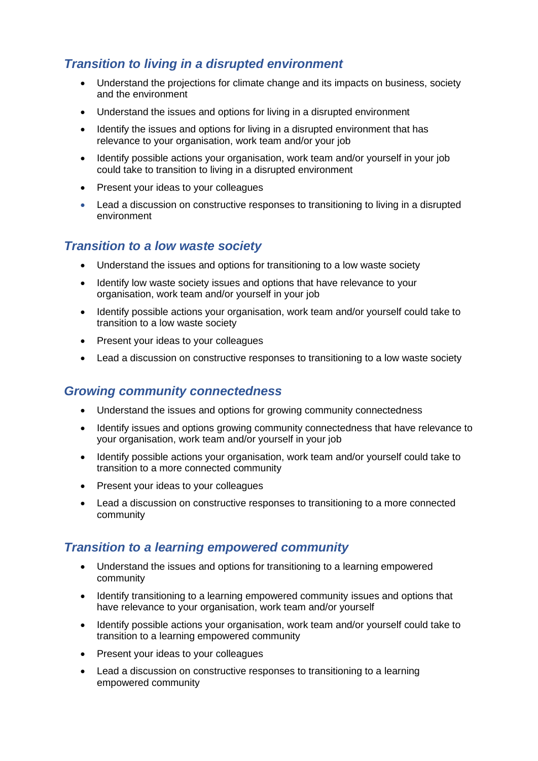## *Transition to living in a disrupted environment*

- Understand the projections for climate change and its impacts on business, society and the environment
- Understand the issues and options for living in a disrupted environment
- Identify the issues and options for living in a disrupted environment that has relevance to your organisation, work team and/or your job
- Identify possible actions your organisation, work team and/or yourself in your job could take to transition to living in a disrupted environment
- Present your ideas to your colleagues
- Lead a discussion on constructive responses to transitioning to living in a disrupted environment

## *Transition to a low waste society*

- Understand the issues and options for transitioning to a low waste society
- Identify low waste society issues and options that have relevance to your organisation, work team and/or yourself in your job
- Identify possible actions your organisation, work team and/or yourself could take to transition to a low waste society
- Present your ideas to your colleagues
- Lead a discussion on constructive responses to transitioning to a low waste society

## *Growing community connectedness*

- Understand the issues and options for growing community connectedness
- Identify issues and options growing community connectedness that have relevance to your organisation, work team and/or yourself in your job
- Identify possible actions your organisation, work team and/or yourself could take to transition to a more connected community
- Present your ideas to your colleagues
- Lead a discussion on constructive responses to transitioning to a more connected community

## *Transition to a learning empowered community*

- Understand the issues and options for transitioning to a learning empowered community
- Identify transitioning to a learning empowered community issues and options that have relevance to your organisation, work team and/or yourself
- Identify possible actions your organisation, work team and/or yourself could take to transition to a learning empowered community
- Present your ideas to your colleagues
- Lead a discussion on constructive responses to transitioning to a learning empowered community